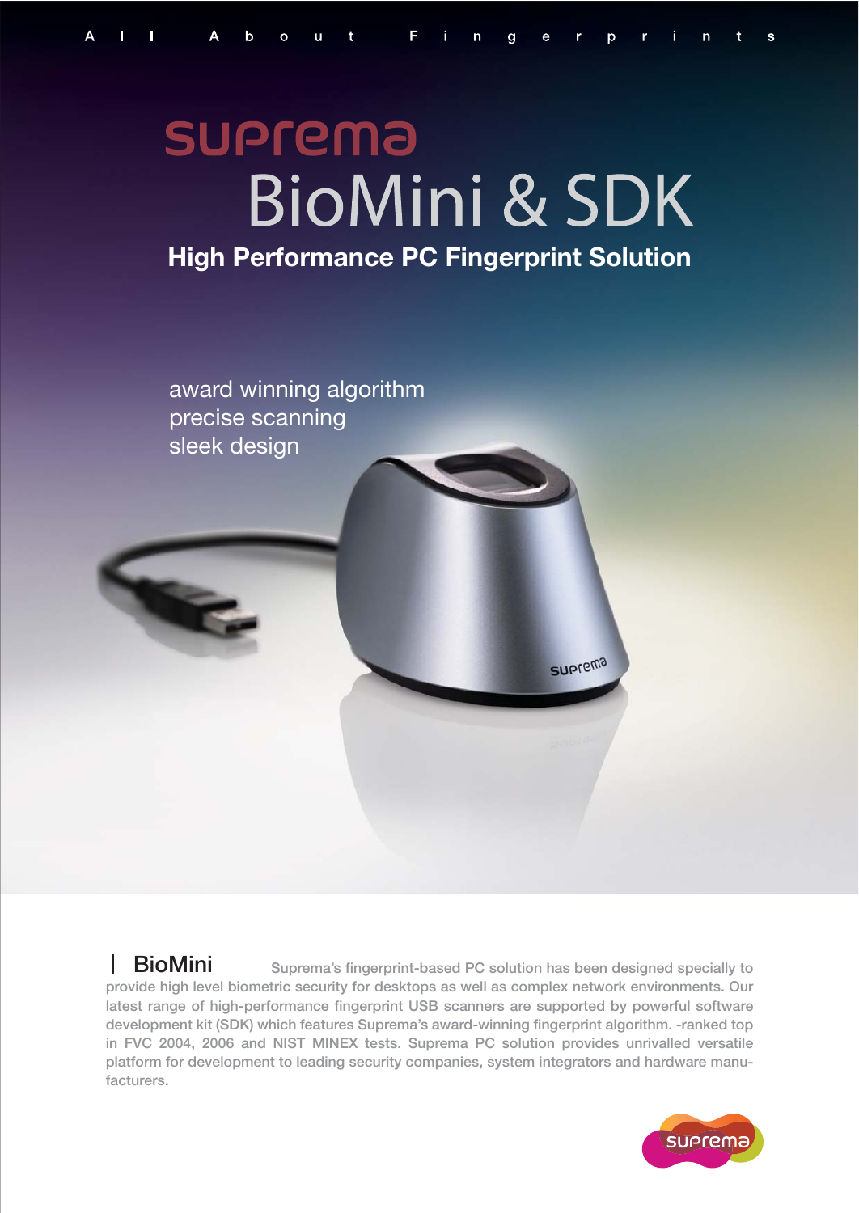All About Fingerprints

suprema

# BioMini & SDK

## High Performance PC Fingerprint Solution

award winning algorithm
precise scanning
sleek design

**| BioMini |** Suprema's fingerprint-based PC solution has been designed specially to provide high level biometric security for desktops as well as complex network environments. Our latest range of high-performance fingerprint USB scanners are supported by powerful software development kit (SDK) which features Suprema's award-winning fingerprint algorithm. -ranked top in FVC 2004, 2006 and NIST MINEX tests. Suprema PC solution provides unrivalled versatile platform for development to leading security companies, system integrators and hardware manufacturers.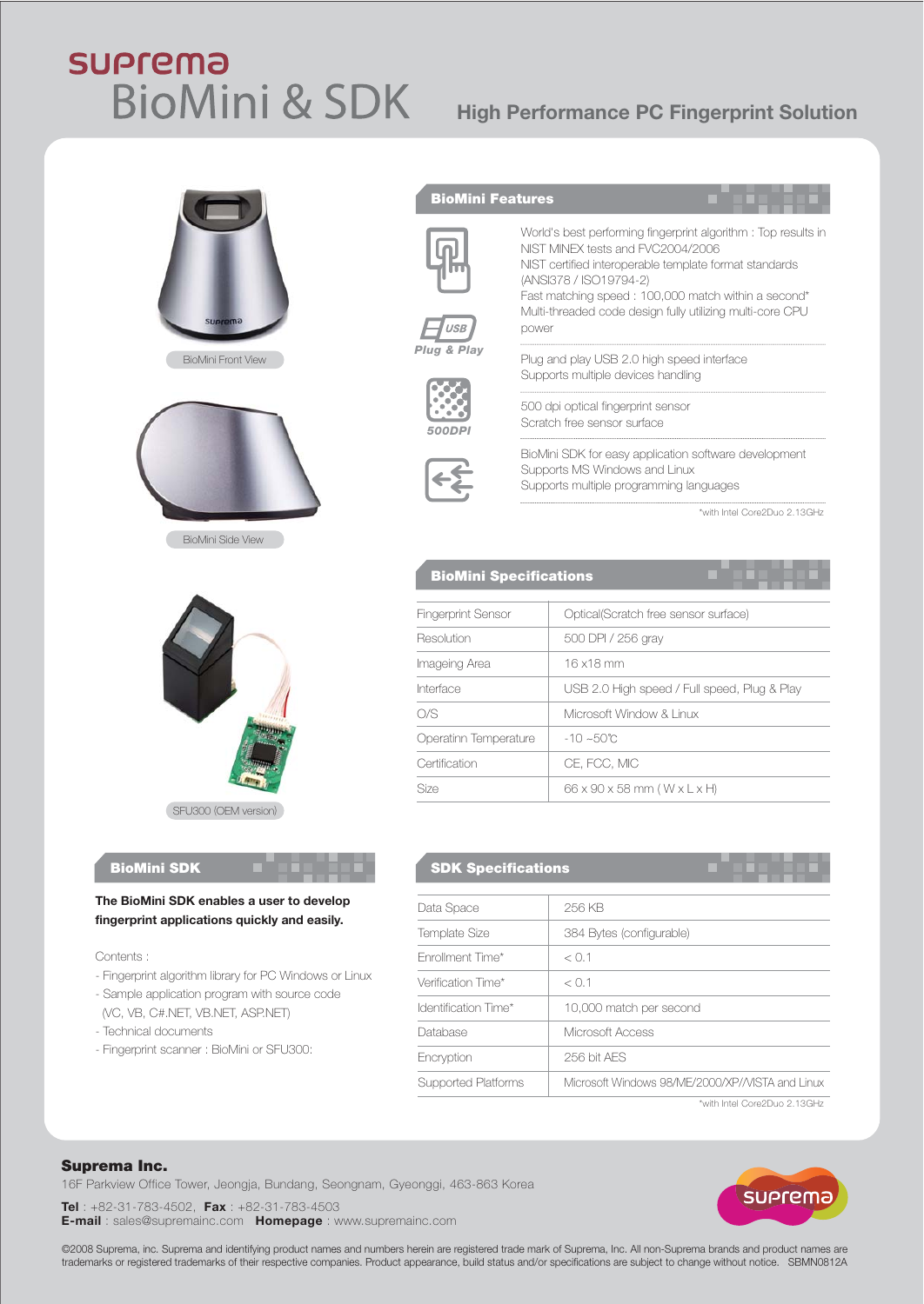# suprema BioMini & SDK

## High Performance PC Fingerprint Solution

BioMini Front View

BioMini Side View

SFU300 (OEM version)

## BioMini Features

World's best performing fingerprint algorithm : Top results in NIST MINEX tests and FVC2004/2006
NIST certified interoperable template format standards (ANSI378 / ISO19794-2)
Fast matching speed : 100,000 match within a second*
Multi-threaded code design fully utilizing multi-core CPU power

USB Plug & Play

Plug and play USB 2.0 high speed interface
Supports multiple devices handling

500DPI

500 dpi optical fingerprint sensor
Scratch free sensor surface

BioMini SDK for easy application software development
Supports MS Windows and Linux
Supports multiple programming languages

*with Intel Core2Duo 2.13GHz

## BioMini Specifications

| | |
|---|---|
| Fingerprint Sensor | Optical(Scratch free sensor surface) |
| Resolution | 500 DPI / 256 gray |
| Imageing Area | 16 x18 mm |
| Interface | USB 2.0 High speed / Full speed, Plug & Play |
| O/S | Microsoft Window & Linux |
| Operatinn Temperature | -10 ~50℃ |
| Certification | CE, FCC, MIC |
| Size | 66 x 90 x 58 mm ( W x L x H) |

## BioMini SDK

**The BioMini SDK enables a user to develop fingerprint applications quickly and easily.**

Contents :

- Fingerprint algorithm library for PC Windows or Linux
- Sample application program with source code (VC, VB, C#.NET, VB.NET, ASP.NET)
- Technical documents
- Fingerprint scanner : BioMini or SFU300:

## SDK Specifications

| | |
|---|---|
| Data Space | 256 KB |
| Template Size | 384 Bytes (configurable) |
| Enrollment Time* | < 0.1 |
| Verification Time* | < 0.1 |
| Identification Time* | 10,000 match per second |
| Database | Microsoft Access |
| Encryption | 256 bit AES |
| Supported Platforms | Microsoft Windows 98/ME/2000/XP//VISTA and Linux |

*with Intel Core2Duo 2.13GHz

**Suprema Inc.**
16F Parkview Office Tower, Jeongja, Bundang, Seongnam, Gyeonggi, 463-863 Korea
**Tel** : +82-31-783-4502, **Fax** : +82-31-783-4503
**E-mail** : sales@supremainc.com **Homepage** : www.supremainc.com

©2008 Suprema, inc. Suprema and identifying product names and numbers herein are registered trade mark of Suprema, Inc. All non-Suprema brands and product names are trademarks or registered trademarks of their respective companies. Product appearance, build status and/or specifications are subject to change without notice. SBMN0812A